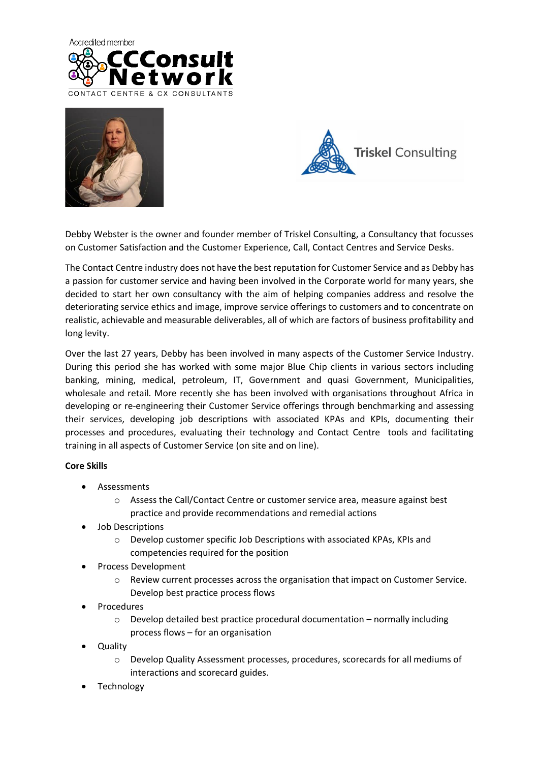Accredited member

CCConsult Network

CONTACT CENTRE & CX CONSULTANTS

Triskel Consulting

Debby Webster is the owner and founder member of Triskel Consulting, a Consultancy that focusses on Customer Satisfaction and the Customer Experience, Call, Contact Centres and Service Desks.

The Contact Centre industry does not have the best reputation for Customer Service and as Debby has a passion for customer service and having been involved in the Corporate world for many years, she decided to start her own consultancy with the aim of helping companies address and resolve the deteriorating service ethics and image, improve service offerings to customers and to concentrate on realistic, achievable and measurable deliverables, all of which are factors of business profitability and long levity.

Over the last 27 years, Debby has been involved in many aspects of the Customer Service Industry. During this period she has worked with some major Blue Chip clients in various sectors including banking, mining, medical, petroleum, IT, Government and quasi Government, Municipalities, wholesale and retail. More recently she has been involved with organisations throughout Africa in developing or re-engineering their Customer Service offerings through benchmarking and assessing their services, developing job descriptions with associated KPAs and KPIs, documenting their processes and procedures, evaluating their technology and Contact Centre tools and facilitating training in all aspects of Customer Service (on site and on line).

**Core Skills**

- Assessments
  - Assess the Call/Contact Centre or customer service area, measure against best practice and provide recommendations and remedial actions
- Job Descriptions
  - Develop customer specific Job Descriptions with associated KPAs, KPIs and competencies required for the position
- Process Development
  - Review current processes across the organisation that impact on Customer Service. Develop best practice process flows
- Procedures
  - Develop detailed best practice procedural documentation – normally including process flows – for an organisation
- Quality
  - Develop Quality Assessment processes, procedures, scorecards for all mediums of interactions and scorecard guides.
- Technology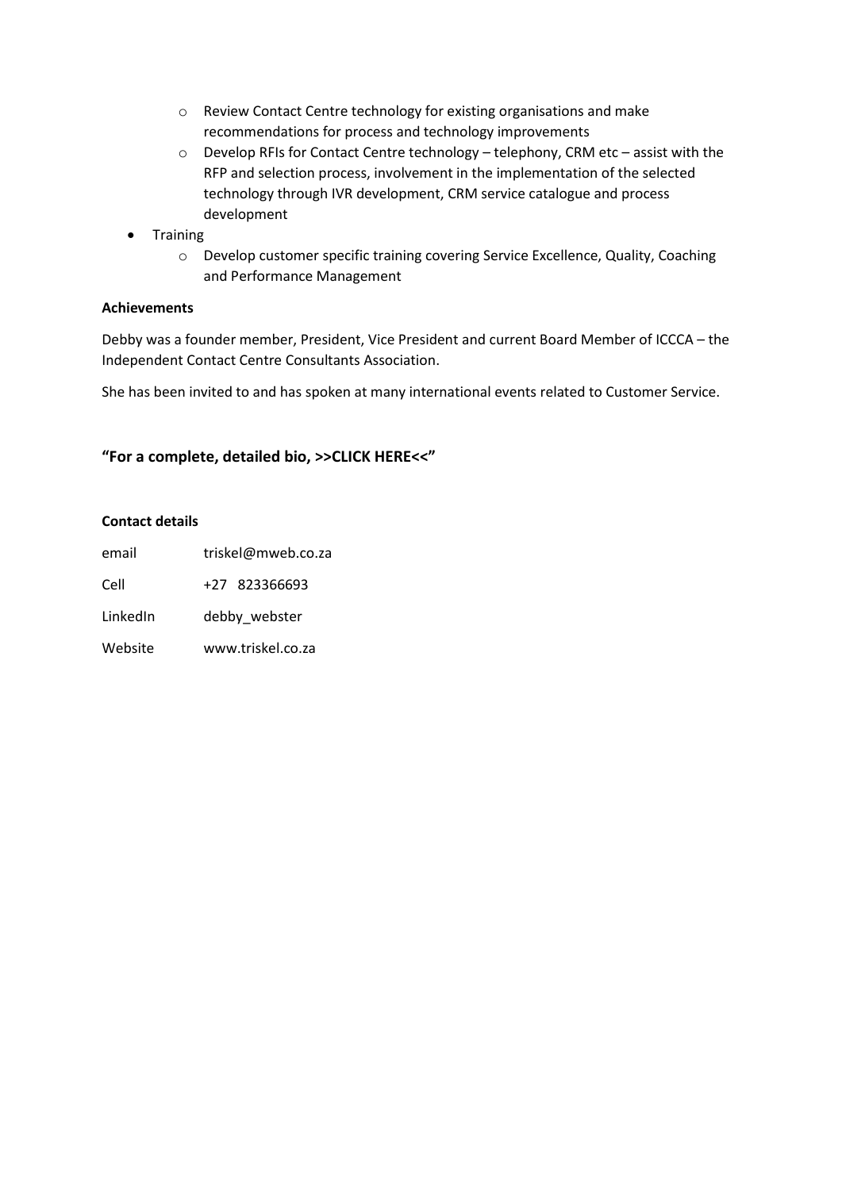- Review Contact Centre technology for existing organisations and make recommendations for process and technology improvements
  - Develop RFIs for Contact Centre technology – telephony, CRM etc – assist with the RFP and selection process, involvement in the implementation of the selected technology through IVR development, CRM service catalogue and process development
- Training
  - Develop customer specific training covering Service Excellence, Quality, Coaching and Performance Management

**Achievements**

Debby was a founder member, President, Vice President and current Board Member of ICCCA – the Independent Contact Centre Consultants Association.

She has been invited to and has spoken at many international events related to Customer Service.

**"For a complete, detailed bio, >>CLICK HERE<<"**

**Contact details**

| | |
|---|---|
| email | triskel@mweb.co.za |
| Cell | +27 823366693 |
| LinkedIn | debby_webster |
| Website | www.triskel.co.za |